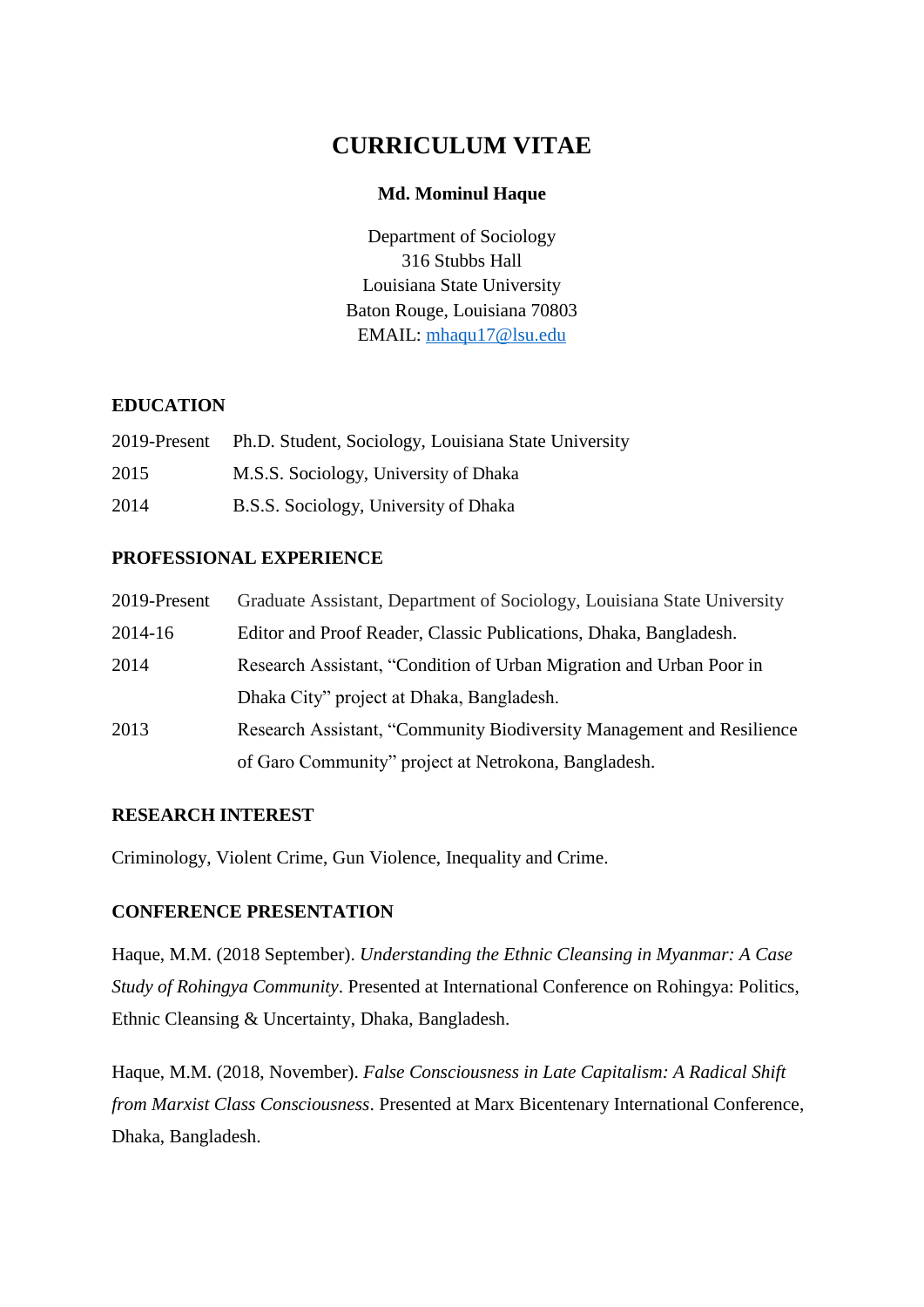# CURRICULUM VITAE

**Md. Mominul Haque**

Department of Sociology
316 Stubbs Hall
Louisiana State University
Baton Rouge, Louisiana 70803
EMAIL: mhaqu17@lsu.edu

## EDUCATION

2019-Present Ph.D. Student, Sociology, Louisiana State University

2015 M.S.S. Sociology, University of Dhaka

2014 B.S.S. Sociology, University of Dhaka

## PROFESSIONAL EXPERIENCE

2019-Present Graduate Assistant, Department of Sociology, Louisiana State University

2014-16 Editor and Proof Reader, Classic Publications, Dhaka, Bangladesh.

2014 Research Assistant, "Condition of Urban Migration and Urban Poor in Dhaka City" project at Dhaka, Bangladesh.

2013 Research Assistant, "Community Biodiversity Management and Resilience of Garo Community" project at Netrokona, Bangladesh.

## RESEARCH INTEREST

Criminology, Violent Crime, Gun Violence, Inequality and Crime.

## CONFERENCE PRESENTATION

Haque, M.M. (2018 September). *Understanding the Ethnic Cleansing in Myanmar: A Case Study of Rohingya Community*. Presented at International Conference on Rohingya: Politics, Ethnic Cleansing & Uncertainty, Dhaka, Bangladesh.

Haque, M.M. (2018, November). *False Consciousness in Late Capitalism: A Radical Shift from Marxist Class Consciousness*. Presented at Marx Bicentenary International Conference, Dhaka, Bangladesh.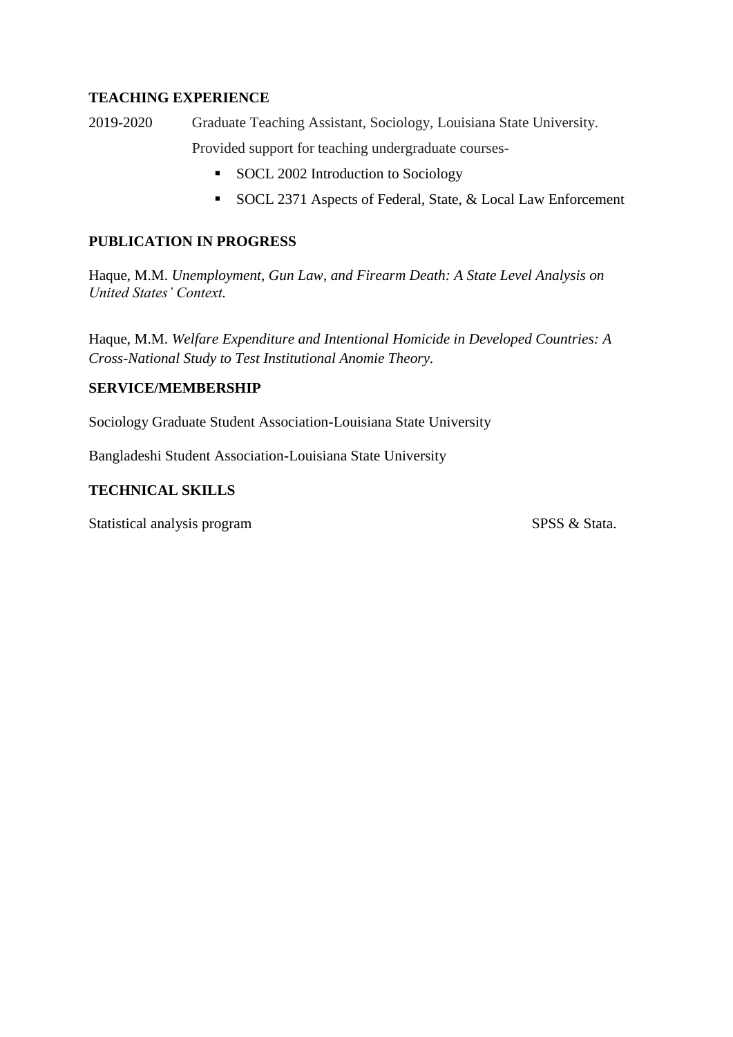## TEACHING EXPERIENCE

2019-2020 Graduate Teaching Assistant, Sociology, Louisiana State University.

Provided support for teaching undergraduate courses-

- SOCL 2002 Introduction to Sociology
- SOCL 2371 Aspects of Federal, State, & Local Law Enforcement

## PUBLICATION IN PROGRESS

Haque, M.M. *Unemployment, Gun Law, and Firearm Death: A State Level Analysis on United States' Context.*

Haque, M.M. *Welfare Expenditure and Intentional Homicide in Developed Countries: A Cross-National Study to Test Institutional Anomie Theory.*

## SERVICE/MEMBERSHIP

Sociology Graduate Student Association-Louisiana State University

Bangladeshi Student Association-Louisiana State University

## TECHNICAL SKILLS

Statistical analysis program SPSS & Stata.